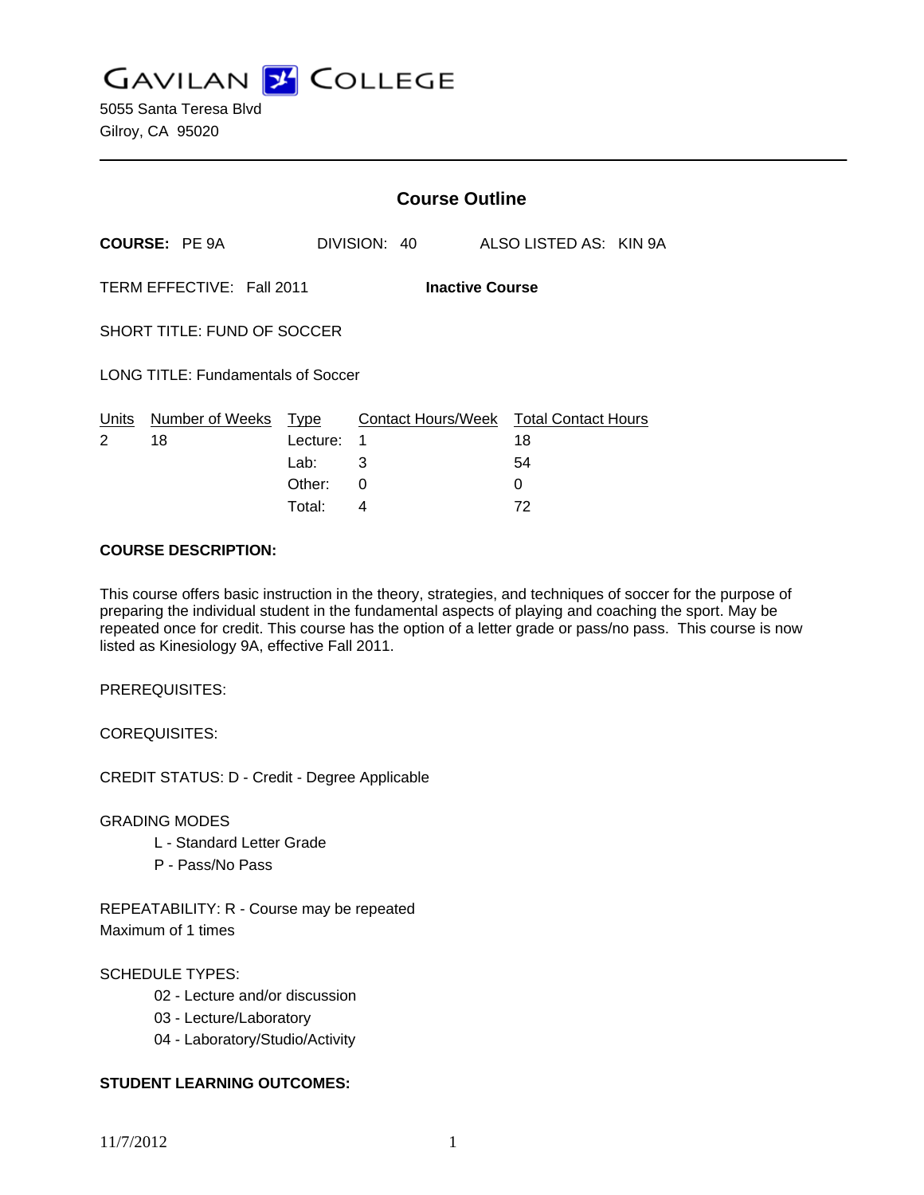# GAVILAN COLLEGE

5055 Santa Teresa Blvd
Gilroy, CA 95020

---

## Course Outline

**COURSE:** PE 9A DIVISION: 40 ALSO LISTED AS: KIN 9A

TERM EFFECTIVE: Fall 2011 **Inactive Course**

SHORT TITLE: FUND OF SOCCER

LONG TITLE: Fundamentals of Soccer

| Units | Number of Weeks | Type | Contact Hours/Week | Total Contact Hours |
|---|---|---|---|---|
| 2 | 18 | Lecture: | 1 | 18 |
| | | Lab: | 3 | 54 |
| | | Other: | 0 | 0 |
| | | Total: | 4 | 72 |

**COURSE DESCRIPTION:**

This course offers basic instruction in the theory, strategies, and techniques of soccer for the purpose of preparing the individual student in the fundamental aspects of playing and coaching the sport. May be repeated once for credit. This course has the option of a letter grade or pass/no pass. This course is now listed as Kinesiology 9A, effective Fall 2011.

PREREQUISITES:

COREQUISITES:

CREDIT STATUS: D - Credit - Degree Applicable

GRADING MODES

- L - Standard Letter Grade
- P - Pass/No Pass

REPEATABILITY: R - Course may be repeated
Maximum of 1 times

SCHEDULE TYPES:

- 02 - Lecture and/or discussion
- 03 - Lecture/Laboratory
- 04 - Laboratory/Studio/Activity

**STUDENT LEARNING OUTCOMES:**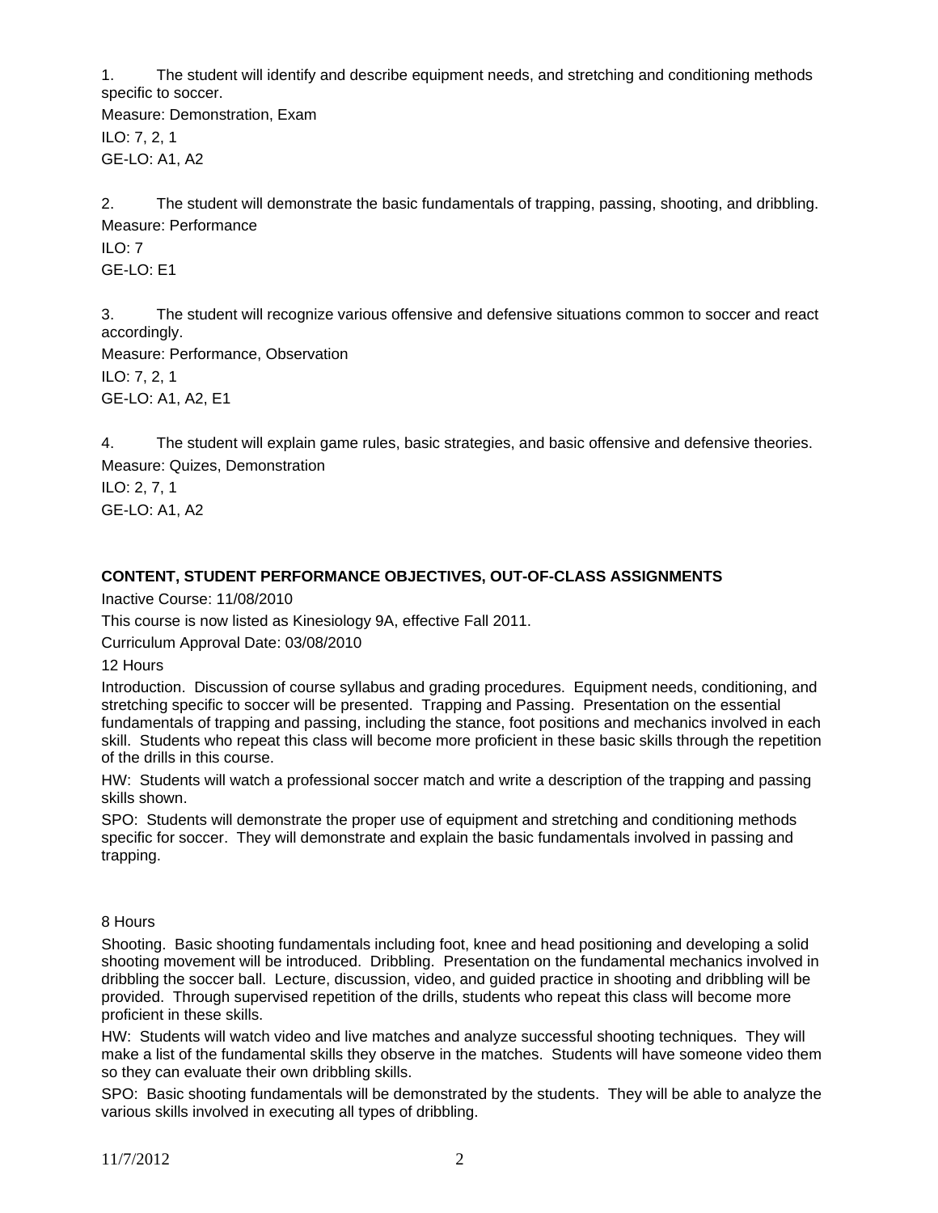1. The student will identify and describe equipment needs, and stretching and conditioning methods specific to soccer.

Measure: Demonstration, Exam

ILO: 7, 2, 1

GE-LO: A1, A2

2. The student will demonstrate the basic fundamentals of trapping, passing, shooting, and dribbling.

Measure: Performance

ILO: 7

GE-LO: E1

3. The student will recognize various offensive and defensive situations common to soccer and react accordingly.

Measure: Performance, Observation

ILO: 7, 2, 1

GE-LO: A1, A2, E1

4. The student will explain game rules, basic strategies, and basic offensive and defensive theories.

Measure: Quizes, Demonstration

ILO: 2, 7, 1

GE-LO: A1, A2

## CONTENT, STUDENT PERFORMANCE OBJECTIVES, OUT-OF-CLASS ASSIGNMENTS

Inactive Course: 11/08/2010

This course is now listed as Kinesiology 9A, effective Fall 2011.

Curriculum Approval Date: 03/08/2010

12 Hours

Introduction. Discussion of course syllabus and grading procedures. Equipment needs, conditioning, and stretching specific to soccer will be presented. Trapping and Passing. Presentation on the essential fundamentals of trapping and passing, including the stance, foot positions and mechanics involved in each skill. Students who repeat this class will become more proficient in these basic skills through the repetition of the drills in this course.

HW: Students will watch a professional soccer match and write a description of the trapping and passing skills shown.

SPO: Students will demonstrate the proper use of equipment and stretching and conditioning methods specific for soccer. They will demonstrate and explain the basic fundamentals involved in passing and trapping.

8 Hours

Shooting. Basic shooting fundamentals including foot, knee and head positioning and developing a solid shooting movement will be introduced. Dribbling. Presentation on the fundamental mechanics involved in dribbling the soccer ball. Lecture, discussion, video, and guided practice in shooting and dribbling will be provided. Through supervised repetition of the drills, students who repeat this class will become more proficient in these skills.

HW: Students will watch video and live matches and analyze successful shooting techniques. They will make a list of the fundamental skills they observe in the matches. Students will have someone video them so they can evaluate their own dribbling skills.

SPO: Basic shooting fundamentals will be demonstrated by the students. They will be able to analyze the various skills involved in executing all types of dribbling.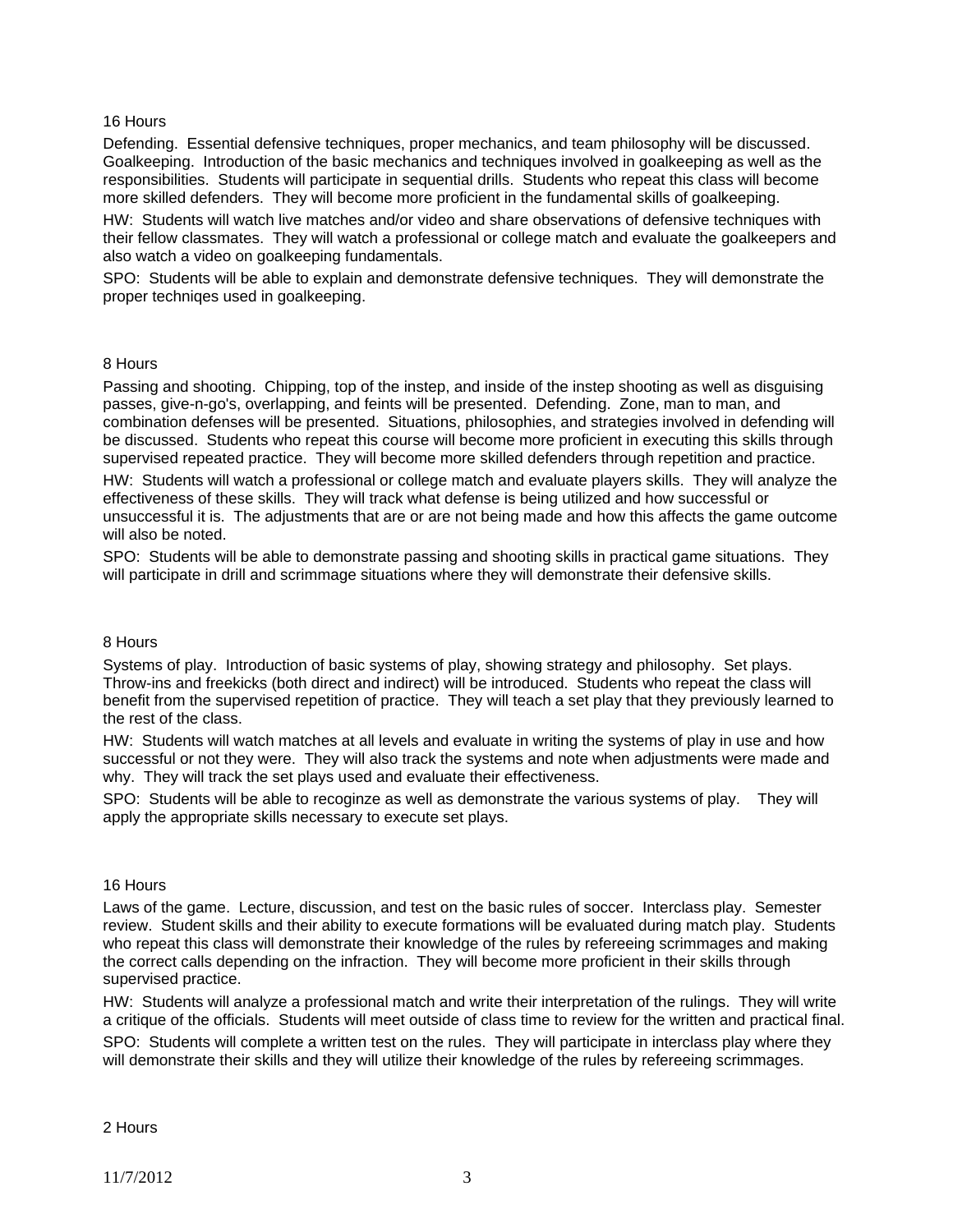16 Hours

Defending. Essential defensive techniques, proper mechanics, and team philosophy will be discussed. Goalkeeping. Introduction of the basic mechanics and techniques involved in goalkeeping as well as the responsibilities. Students will participate in sequential drills. Students who repeat this class will become more skilled defenders. They will become more proficient in the fundamental skills of goalkeeping.

HW: Students will watch live matches and/or video and share observations of defensive techniques with their fellow classmates. They will watch a professional or college match and evaluate the goalkeepers and also watch a video on goalkeeping fundamentals.

SPO: Students will be able to explain and demonstrate defensive techniques. They will demonstrate the proper techniqes used in goalkeeping.

8 Hours

Passing and shooting. Chipping, top of the instep, and inside of the instep shooting as well as disguising passes, give-n-go's, overlapping, and feints will be presented. Defending. Zone, man to man, and combination defenses will be presented. Situations, philosophies, and strategies involved in defending will be discussed. Students who repeat this course will become more proficient in executing this skills through supervised repeated practice. They will become more skilled defenders through repetition and practice.

HW: Students will watch a professional or college match and evaluate players skills. They will analyze the effectiveness of these skills. They will track what defense is being utilized and how successful or unsuccessful it is. The adjustments that are or are not being made and how this affects the game outcome will also be noted.

SPO: Students will be able to demonstrate passing and shooting skills in practical game situations. They will participate in drill and scrimmage situations where they will demonstrate their defensive skills.

8 Hours

Systems of play. Introduction of basic systems of play, showing strategy and philosophy. Set plays. Throw-ins and freekicks (both direct and indirect) will be introduced. Students who repeat the class will benefit from the supervised repetition of practice. They will teach a set play that they previously learned to the rest of the class.

HW: Students will watch matches at all levels and evaluate in writing the systems of play in use and how successful or not they were. They will also track the systems and note when adjustments were made and why. They will track the set plays used and evaluate their effectiveness.

SPO: Students will be able to recoginze as well as demonstrate the various systems of play. They will apply the appropriate skills necessary to execute set plays.

16 Hours

Laws of the game. Lecture, discussion, and test on the basic rules of soccer. Interclass play. Semester review. Student skills and their ability to execute formations will be evaluated during match play. Students who repeat this class will demonstrate their knowledge of the rules by refereeing scrimmages and making the correct calls depending on the infraction. They will become more proficient in their skills through supervised practice.

HW: Students will analyze a professional match and write their interpretation of the rulings. They will write a critique of the officials. Students will meet outside of class time to review for the written and practical final.

SPO: Students will complete a written test on the rules. They will participate in interclass play where they will demonstrate their skills and they will utilize their knowledge of the rules by refereeing scrimmages.

2 Hours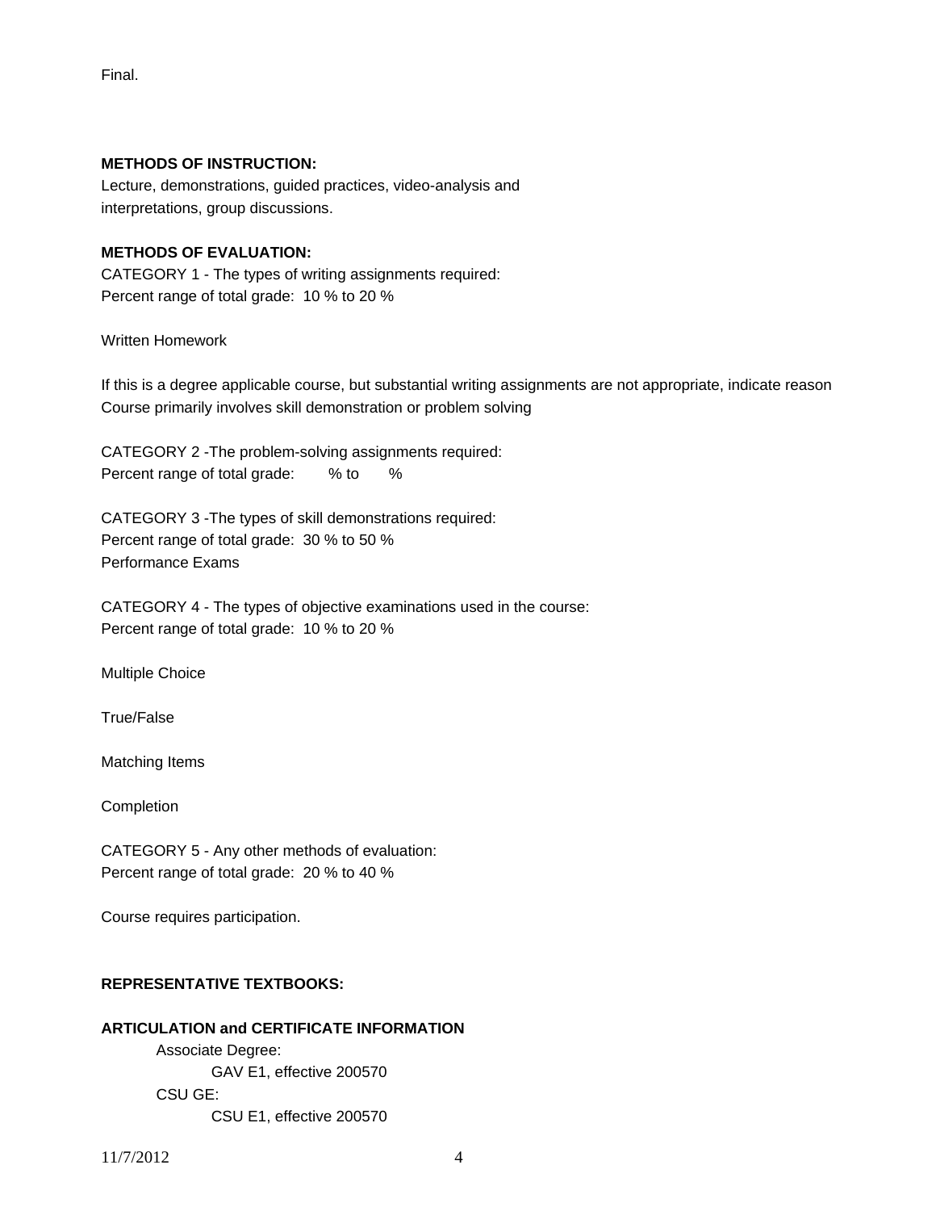Final.

**METHODS OF INSTRUCTION:**

Lecture, demonstrations, guided practices, video-analysis and interpretations, group discussions.

**METHODS OF EVALUATION:**

CATEGORY 1 - The types of writing assignments required:
Percent range of total grade: 10 % to 20 %

Written Homework

If this is a degree applicable course, but substantial writing assignments are not appropriate, indicate reason
Course primarily involves skill demonstration or problem solving

CATEGORY 2 -The problem-solving assignments required:
Percent range of total grade: % to %

CATEGORY 3 -The types of skill demonstrations required:
Percent range of total grade: 30 % to 50 %
Performance Exams

CATEGORY 4 - The types of objective examinations used in the course:
Percent range of total grade: 10 % to 20 %

Multiple Choice

True/False

Matching Items

Completion

CATEGORY 5 - Any other methods of evaluation:
Percent range of total grade: 20 % to 40 %

Course requires participation.

**REPRESENTATIVE TEXTBOOKS:**

**ARTICULATION and CERTIFICATE INFORMATION**

- Associate Degree:
  - GAV E1, effective 200570
- CSU GE:
  - CSU E1, effective 200570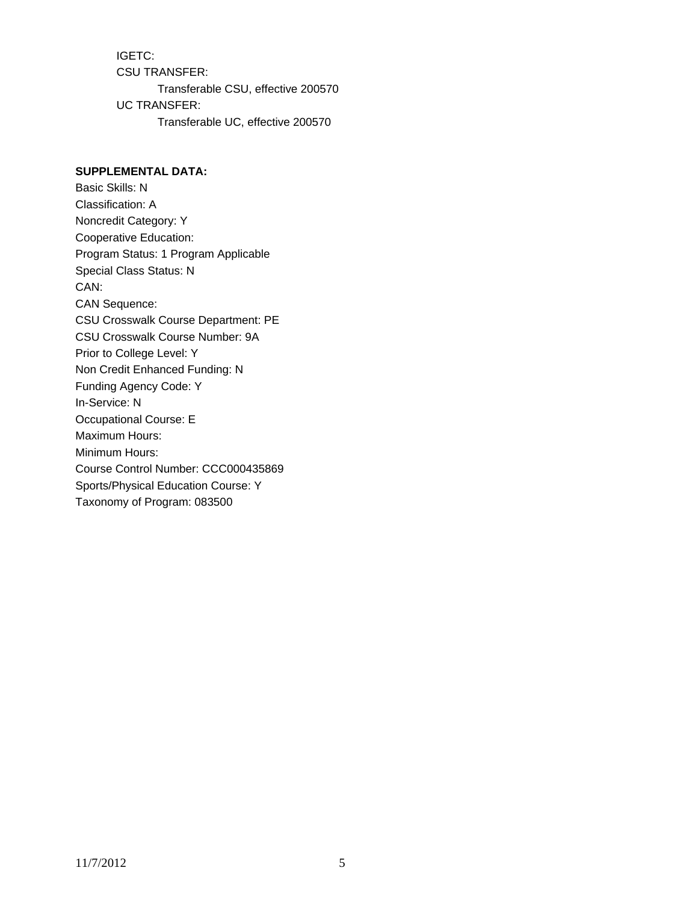IGETC:

CSU TRANSFER:

Transferable CSU, effective 200570

UC TRANSFER:

Transferable UC, effective 200570

**SUPPLEMENTAL DATA:**

Basic Skills: N

Classification: A

Noncredit Category: Y

Cooperative Education:

Program Status: 1 Program Applicable

Special Class Status: N

CAN:

CAN Sequence:

CSU Crosswalk Course Department: PE

CSU Crosswalk Course Number: 9A

Prior to College Level: Y

Non Credit Enhanced Funding: N

Funding Agency Code: Y

In-Service: N

Occupational Course: E

Maximum Hours:

Minimum Hours:

Course Control Number: CCC000435869

Sports/Physical Education Course: Y

Taxonomy of Program: 083500